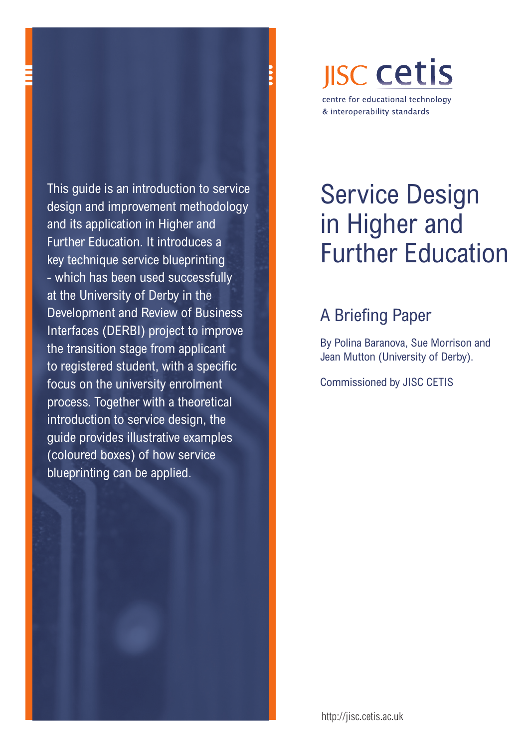JISC cetis

centre for educational technology
& interoperability standards

# Service Design in Higher and Further Education

## A Briefing Paper

By Polina Baranova, Sue Morrison and Jean Mutton (University of Derby).

Commissioned by JISC CETIS

This guide is an introduction to service design and improvement methodology and its application in Higher and Further Education. It introduces a key technique service blueprinting - which has been used successfully at the University of Derby in the Development and Review of Business Interfaces (DERBI) project to improve the transition stage from applicant to registered student, with a specific focus on the university enrolment process. Together with a theoretical introduction to service design, the guide provides illustrative examples (coloured boxes) of how service blueprinting can be applied.

http://jisc.cetis.ac.uk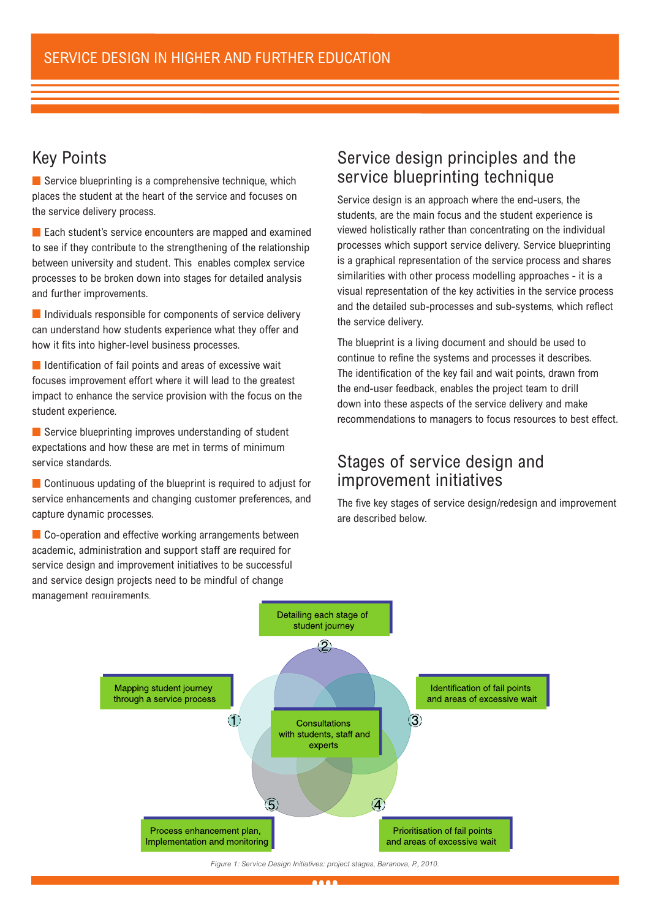## Key Points

- Service blueprinting is a comprehensive technique, which places the student at the heart of the service and focuses on the service delivery process.
- Each student's service encounters are mapped and examined to see if they contribute to the strengthening of the relationship between university and student. This enables complex service processes to be broken down into stages for detailed analysis and further improvements.
- Individuals responsible for components of service delivery can understand how students experience what they offer and how it fits into higher-level business processes.
- Identification of fail points and areas of excessive wait focuses improvement effort where it will lead to the greatest impact to enhance the service provision with the focus on the student experience.
- Service blueprinting improves understanding of student expectations and how these are met in terms of minimum service standards.
- Continuous updating of the blueprint is required to adjust for service enhancements and changing customer preferences, and capture dynamic processes.
- Co-operation and effective working arrangements between academic, administration and support staff are required for service design and improvement initiatives to be successful and service design projects need to be mindful of change management requirements.

## Service design principles and the service blueprinting technique

Service design is an approach where the end-users, the students, are the main focus and the student experience is viewed holistically rather than concentrating on the individual processes which support service delivery. Service blueprinting is a graphical representation of the service process and shares similarities with other process modelling approaches - it is a visual representation of the key activities in the service process and the detailed sub-processes and sub-systems, which reflect the service delivery.

The blueprint is a living document and should be used to continue to refine the systems and processes it describes. The identification of the key fail and wait points, drawn from the end-user feedback, enables the project team to drill down into these aspects of the service delivery and make recommendations to managers to focus resources to best effect.

## Stages of service design and improvement initiatives

The five key stages of service design/redesign and improvement are described below.

1. Mapping student journey through a service process
2. Detailing each stage of student journey
3. Identification of fail points and areas of excessive wait
4. Prioritisation of fail points and areas of excessive wait
5. Process enhancement plan, Implementation and monitoring

Centre: Consultations with students, staff and experts

*Figure 1: Service Design Initiatives: project stages, Baranova, P., 2010.*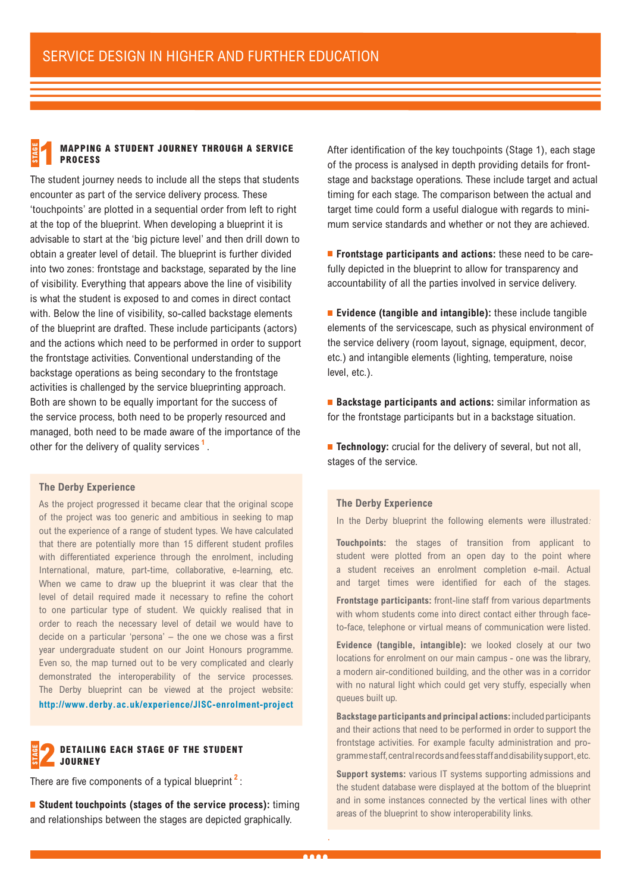## STAGE 1 MAPPING A STUDENT JOURNEY THROUGH A SERVICE PROCESS

The student journey needs to include all the steps that students encounter as part of the service delivery process. These 'touchpoints' are plotted in a sequential order from left to right at the top of the blueprint. When developing a blueprint it is advisable to start at the 'big picture level' and then drill down to obtain a greater level of detail. The blueprint is further divided into two zones: frontstage and backstage, separated by the line of visibility. Everything that appears above the line of visibility is what the student is exposed to and comes in direct contact with. Below the line of visibility, so-called backstage elements of the blueprint are drafted. These include participants (actors) and the actions which need to be performed in order to support the frontstage activities. Conventional understanding of the backstage operations as being secondary to the frontstage activities is challenged by the service blueprinting approach. Both are shown to be equally important for the success of the service process, both need to be properly resourced and managed, both need to be made aware of the importance of the other for the delivery of quality services [1].

### The Derby Experience

As the project progressed it became clear that the original scope of the project was too generic and ambitious in seeking to map out the experience of a range of student types. We have calculated that there are potentially more than 15 different student profiles with differentiated experience through the enrolment, including International, mature, part-time, collaborative, e-learning, etc. When we came to draw up the blueprint it was clear that the level of detail required made it necessary to refine the cohort to one particular type of student. We quickly realised that in order to reach the necessary level of detail we would have to decide on a particular 'persona' – the one we chose was a first year undergraduate student on our Joint Honours programme. Even so, the map turned out to be very complicated and clearly demonstrated the interoperability of the service processes. The Derby blueprint can be viewed at the project website: **http://www.derby.ac.uk/experience/JISC-enrolment-project**

## STAGE 2 DETAILING EACH STAGE OF THE STUDENT JOURNEY

There are five components of a typical blueprint [2]:

- **Student touchpoints (stages of the service process):** timing and relationships between the stages are depicted graphically.

After identification of the key touchpoints (Stage 1), each stage of the process is analysed in depth providing details for frontstage and backstage operations. These include target and actual timing for each stage. The comparison between the actual and target time could form a useful dialogue with regards to minimum service standards and whether or not they are achieved.

- **Frontstage participants and actions:** these need to be carefully depicted in the blueprint to allow for transparency and accountability of all the parties involved in service delivery.

- **Evidence (tangible and intangible):** these include tangible elements of the servicescape, such as physical environment of the service delivery (room layout, signage, equipment, decor, etc.) and intangible elements (lighting, temperature, noise level, etc.).

- **Backstage participants and actions:** similar information as for the frontstage participants but in a backstage situation.

- **Technology:** crucial for the delivery of several, but not all, stages of the service.

### The Derby Experience

In the Derby blueprint the following elements were illustrated:

**Touchpoints:** the stages of transition from applicant to student were plotted from an open day to the point where a student receives an enrolment completion e-mail. Actual and target times were identified for each of the stages.

**Frontstage participants:** front-line staff from various departments with whom students come into direct contact either through face-to-face, telephone or virtual means of communication were listed.

**Evidence (tangible, intangible):** we looked closely at our two locations for enrolment on our main campus - one was the library, a modern air-conditioned building, and the other was in a corridor with no natural light which could get very stuffy, especially when queues built up.

**Backstage participants and principal actions:** included participants and their actions that need to be performed in order to support the frontstage activities. For example faculty administration and programme staff, central records and fees staff and disability support, etc.

**Support systems:** various IT systems supporting admissions and the student database were displayed at the bottom of the blueprint and in some instances connected by the vertical lines with other areas of the blueprint to show interoperability links.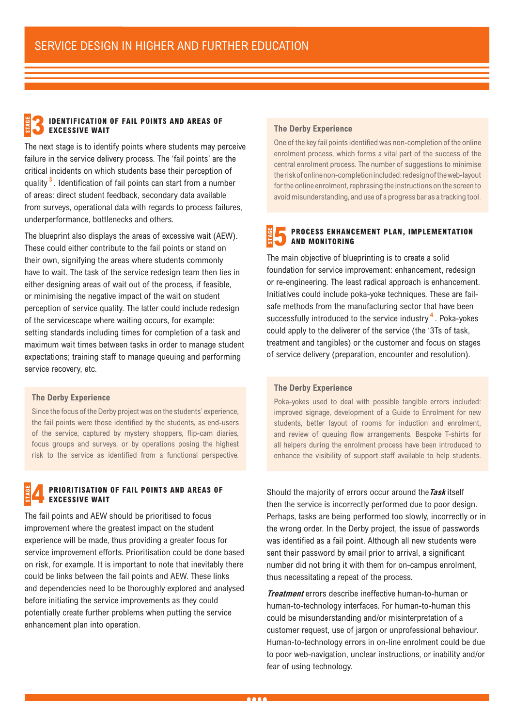## STAGE 3 IDENTIFICATION OF FAIL POINTS AND AREAS OF EXCESSIVE WAIT

The next stage is to identify points where students may perceive failure in the service delivery process. The 'fail points' are the critical incidents on which students base their perception of quality[3]. Identification of fail points can start from a number of areas: direct student feedback, secondary data available from surveys, operational data with regards to process failures, underperformance, bottlenecks and others.

The blueprint also displays the areas of excessive wait (AEW). These could either contribute to the fail points or stand on their own, signifying the areas where students commonly have to wait. The task of the service redesign team then lies in either designing areas of wait out of the process, if feasible, or minimising the negative impact of the wait on student perception of service quality. The latter could include redesign of the servicescape where waiting occurs, for example: setting standards including times for completion of a task and maximum wait times between tasks in order to manage student expectations; training staff to manage queuing and performing service recovery, etc.

**The Derby Experience**

Since the focus of the Derby project was on the students' experience, the fail points were those identified by the students, as end-users of the service, captured by mystery shoppers, flip-cam diaries, focus groups and surveys, or by operations posing the highest risk to the service as identified from a functional perspective.

## STAGE 4 PRIORITISATION OF FAIL POINTS AND AREAS OF EXCESSIVE WAIT

The fail points and AEW should be prioritised to focus improvement where the greatest impact on the student experience will be made, thus providing a greater focus for service improvement efforts. Prioritisation could be done based on risk, for example. It is important to note that inevitably there could be links between the fail points and AEW. These links and dependencies need to be thoroughly explored and analysed before initiating the service improvements as they could potentially create further problems when putting the service enhancement plan into operation.

**The Derby Experience**

One of the key fail points identified was non-completion of the online enrolment process, which forms a vital part of the success of the central enrolment process. The number of suggestions to minimise the risk of online non-completion included: redesign of the web-layout for the online enrolment, rephrasing the instructions on the screen to avoid misunderstanding, and use of a progress bar as a tracking tool.

## STAGE 5 PROCESS ENHANCEMENT PLAN, IMPLEMENTATION AND MONITORING

The main objective of blueprinting is to create a solid foundation for service improvement: enhancement, redesign or re-engineering. The least radical approach is enhancement. Initiatives could include poka-yoke techniques. These are fail-safe methods from the manufacturing sector that have been successfully introduced to the service industry[4]. Poka-yokes could apply to the deliverer of the service (the '3Ts of task, treatment and tangibles) or the customer and focus on stages of service delivery (preparation, encounter and resolution).

**The Derby Experience**

Poka-yokes used to deal with possible tangible errors included: improved signage, development of a Guide to Enrolment for new students, better layout of rooms for induction and enrolment, and review of queuing flow arrangements. Bespoke T-shirts for all helpers during the enrolment process have been introduced to enhance the visibility of support staff available to help students.

Should the majority of errors occur around the ***Task*** itself then the service is incorrectly performed due to poor design. Perhaps, tasks are being performed too slowly, incorrectly or in the wrong order. In the Derby project, the issue of passwords was identified as a fail point. Although all new students were sent their password by email prior to arrival, a significant number did not bring it with them for on-campus enrolment, thus necessitating a repeat of the process.

***Treatment*** errors describe ineffective human-to-human or human-to-technology interfaces. For human-to-human this could be misunderstanding and/or misinterpretation of a customer request, use of jargon or unprofessional behaviour. Human-to-technology errors in on-line enrolment could be due to poor web-navigation, unclear instructions, or inability and/or fear of using technology.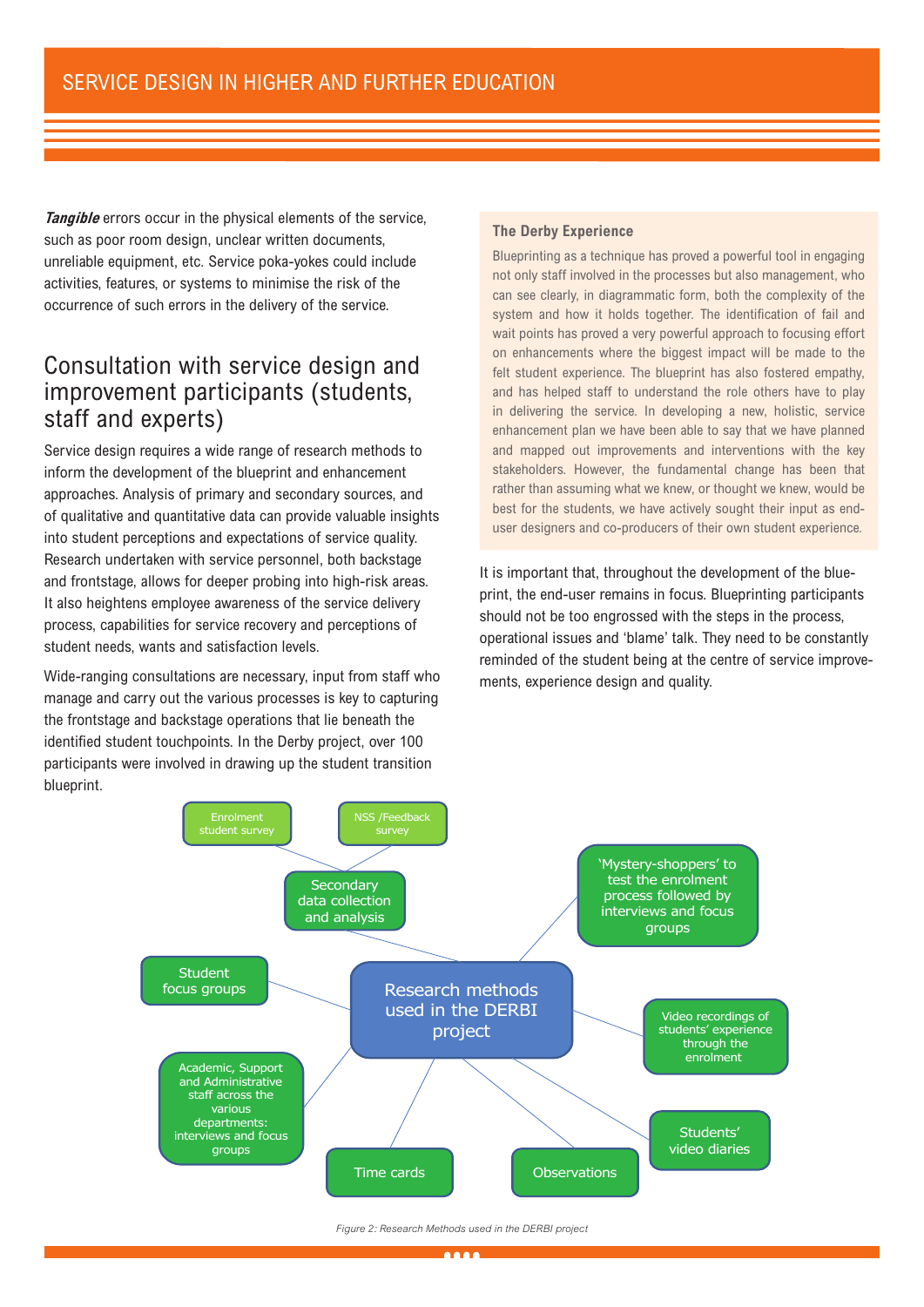***Tangible*** errors occur in the physical elements of the service, such as poor room design, unclear written documents, unreliable equipment, etc. Service poka-yokes could include activities, features, or systems to minimise the risk of the occurrence of such errors in the delivery of the service.

## Consultation with service design and improvement participants (students, staff and experts)

Service design requires a wide range of research methods to inform the development of the blueprint and enhancement approaches. Analysis of primary and secondary sources, and of qualitative and quantitative data can provide valuable insights into student perceptions and expectations of service quality. Research undertaken with service personnel, both backstage and frontstage, allows for deeper probing into high-risk areas. It also heightens employee awareness of the service delivery process, capabilities for service recovery and perceptions of student needs, wants and satisfaction levels.

Wide-ranging consultations are necessary, input from staff who manage and carry out the various processes is key to capturing the frontstage and backstage operations that lie beneath the identified student touchpoints. In the Derby project, over 100 participants were involved in drawing up the student transition blueprint.

### The Derby Experience

Blueprinting as a technique has proved a powerful tool in engaging not only staff involved in the processes but also management, who can see clearly, in diagrammatic form, both the complexity of the system and how it holds together. The identification of fail and wait points has proved a very powerful approach to focusing effort on enhancements where the biggest impact will be made to the felt student experience. The blueprint has also fostered empathy, and has helped staff to understand the role others have to play in delivering the service. In developing a new, holistic, service enhancement plan we have been able to say that we have planned and mapped out improvements and interventions with the key stakeholders. However, the fundamental change has been that rather than assuming what we knew, or thought we knew, would be best for the students, we have actively sought their input as end-user designers and co-producers of their own student experience.

It is important that, throughout the development of the blueprint, the end-user remains in focus. Blueprinting participants should not be too engrossed with the steps in the process, operational issues and 'blame' talk. They need to be constantly reminded of the student being at the centre of service improvements, experience design and quality.

Research methods used in the DERBI project:

- Secondary data collection and analysis
  - Enrolment student survey
  - NSS /Feedback survey
- 'Mystery-shoppers' to test the enrolment process followed by interviews and focus groups
- Student focus groups
- Video recordings of students' experience through the enrolment
- Academic, Support and Administrative staff across the various departments: interviews and focus groups
- Time cards
- Observations
- Students' video diaries

*Figure 2: Research Methods used in the DERBI project*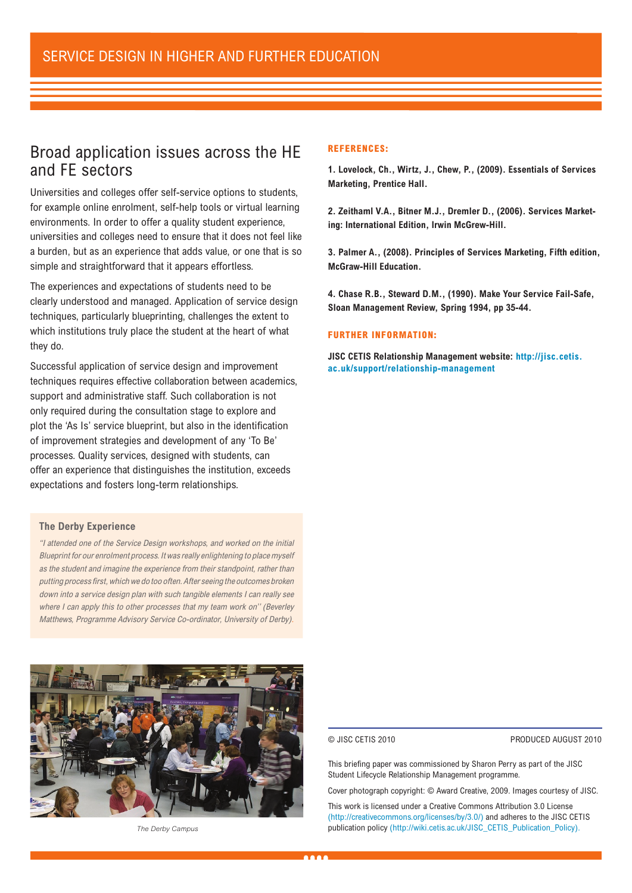## Broad application issues across the HE and FE sectors

Universities and colleges offer self-service options to students, for example online enrolment, self-help tools or virtual learning environments. In order to offer a quality student experience, universities and colleges need to ensure that it does not feel like a burden, but as an experience that adds value, or one that is so simple and straightforward that it appears effortless.

The experiences and expectations of students need to be clearly understood and managed. Application of service design techniques, particularly blueprinting, challenges the extent to which institutions truly place the student at the heart of what they do.

Successful application of service design and improvement techniques requires effective collaboration between academics, support and administrative staff. Such collaboration is not only required during the consultation stage to explore and plot the 'As Is' service blueprint, but also in the identification of improvement strategies and development of any 'To Be' processes. Quality services, designed with students, can offer an experience that distinguishes the institution, exceeds expectations and fosters long-term relationships.

### The Derby Experience

*"I attended one of the Service Design workshops, and worked on the initial Blueprint for our enrolment process. It was really enlightening to place myself as the student and imagine the experience from their standpoint, rather than putting process first, which we do too often. After seeing the outcomes broken down into a service design plan with such tangible elements I can really see where I can apply this to other processes that my team work on" (Beverley Matthews, Programme Advisory Service Co-ordinator, University of Derby).*

*The Derby Campus*

### REFERENCES:

**1. Lovelock, Ch., Wirtz, J., Chew, P., (2009). Essentials of Services Marketing, Prentice Hall.**

**2. Zeithaml V.A., Bitner M.J., Dremler D., (2006). Services Marketing: International Edition, Irwin McGrew-Hill.**

**3. Palmer A., (2008). Principles of Services Marketing, Fifth edition, McGraw-Hill Education.**

**4. Chase R.B., Steward D.M., (1990). Make Your Service Fail-Safe, Sloan Management Review, Spring 1994, pp 35-44.**

### FURTHER INFORMATION:

**JISC CETIS Relationship Management website: http://jisc.cetis.ac.uk/support/relationship-management**

© JISC CETIS 2010 PRODUCED AUGUST 2010

This briefing paper was commissioned by Sharon Perry as part of the JISC Student Lifecycle Relationship Management programme.

Cover photograph copyright: © Award Creative, 2009. Images courtesy of JISC.

This work is licensed under a Creative Commons Attribution 3.0 License (http://creativecommons.org/licenses/by/3.0/) and adheres to the JISC CETIS publication policy (http://wiki.cetis.ac.uk/JISC_CETIS_Publication_Policy).